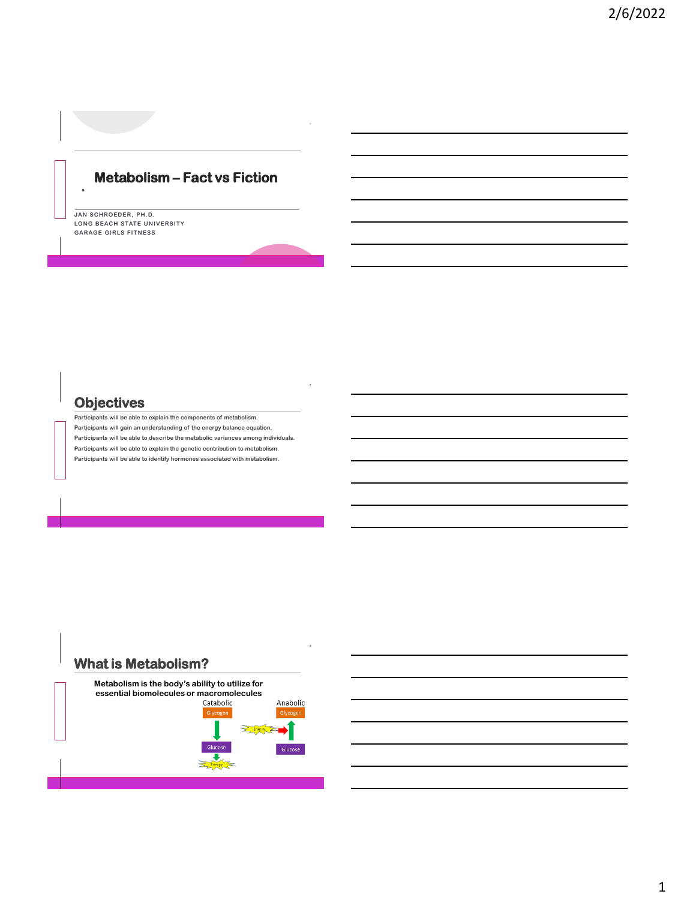# Metabolism – Fact vs Fiction

JAN SCHROEDER, PH.D.
LONG BEACH STATE UNIVERSITY
GARAGE GIRLS FITNESS

## Objectives

Participants will be able to explain the components of metabolism.
Participants will gain an understanding of the energy balance equation.
Participants will be able to describe the metabolic variances among individuals.
Participants will be able to explain the genetic contribution to metabolism.
Participants will be able to identify hormones associated with metabolism.

## What is Metabolism?

Metabolism is the body's ability to utilize for essential biomolecules or macromolecules

Catabolic

Glycogen → Glucose → Energy

Anabolic

Energy → Glucose → Glycogen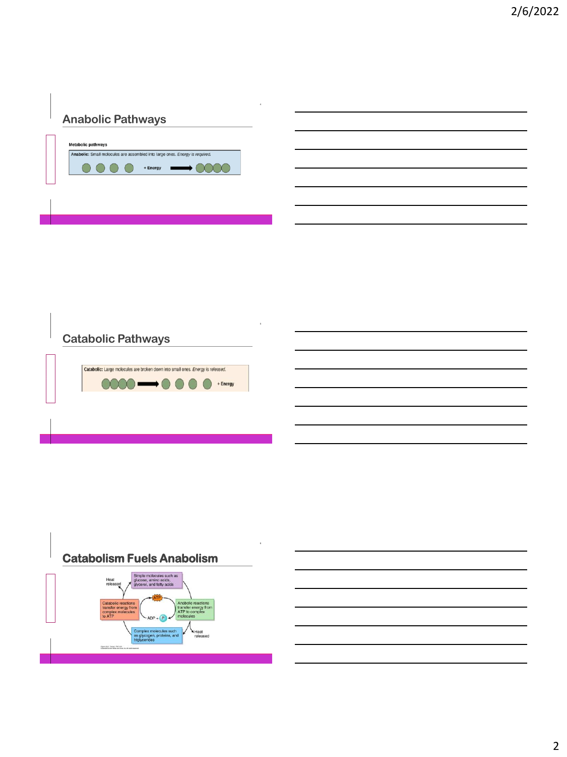## Anabolic Pathways

Metabolic pathways

Anabolic: Small molecules are assembled into large ones. *Energy is required.*

+ Energy

## Catabolic Pathways

Catabolic: Large molecules are broken down into small ones. *Energy is released.*

+ Energy

## Catabolism Fuels Anabolism

Heat released

Simple molecules such as glucose, amino acids, glycerol, and fatty acids

Catabolic reactions transfer energy from complex molecules to ATP

ATP

ADP + P

Anabolic reactions transfer energy from ATP to complex molecules

Complex molecules such as glycogen, proteins, and triglycerides

Heat released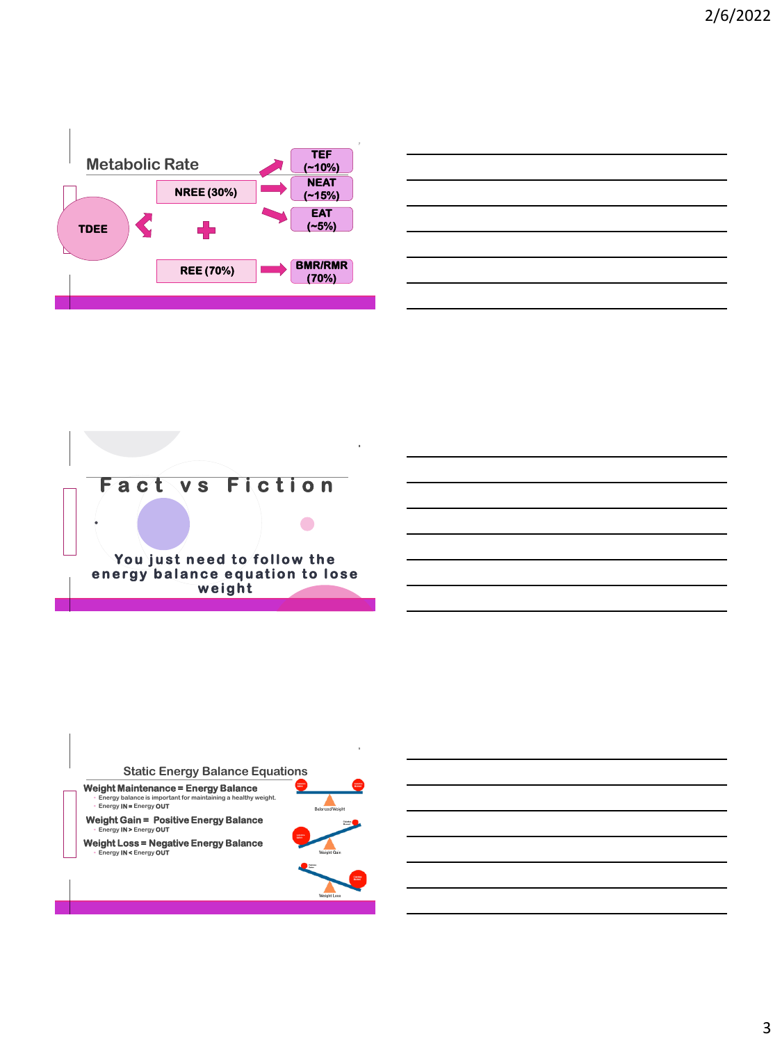## Metabolic Rate

TDEE = NREE (30%) + REE (70%)

- NREE (30%)
  - TEF (~10%)
  - NEAT (~15%)
  - EAT (~5%)
- REE (70%)
  - BMR/RMR (70%)

## Fact vs Fiction

You just need to follow the energy balance equation to lose weight

## Static Energy Balance Equations

**Weight Maintenance = Energy Balance**

- Energy balance is important for maintaining a healthy weight.
- Energy **IN** = Energy **OUT**

**Weight Gain = Positive Energy Balance**

- Energy **IN** > Energy **OUT**

**Weight Loss = Negative Energy Balance**

- Energy **IN** < Energy **OUT**

Balanced Weight

Weight Gain

Weight Loss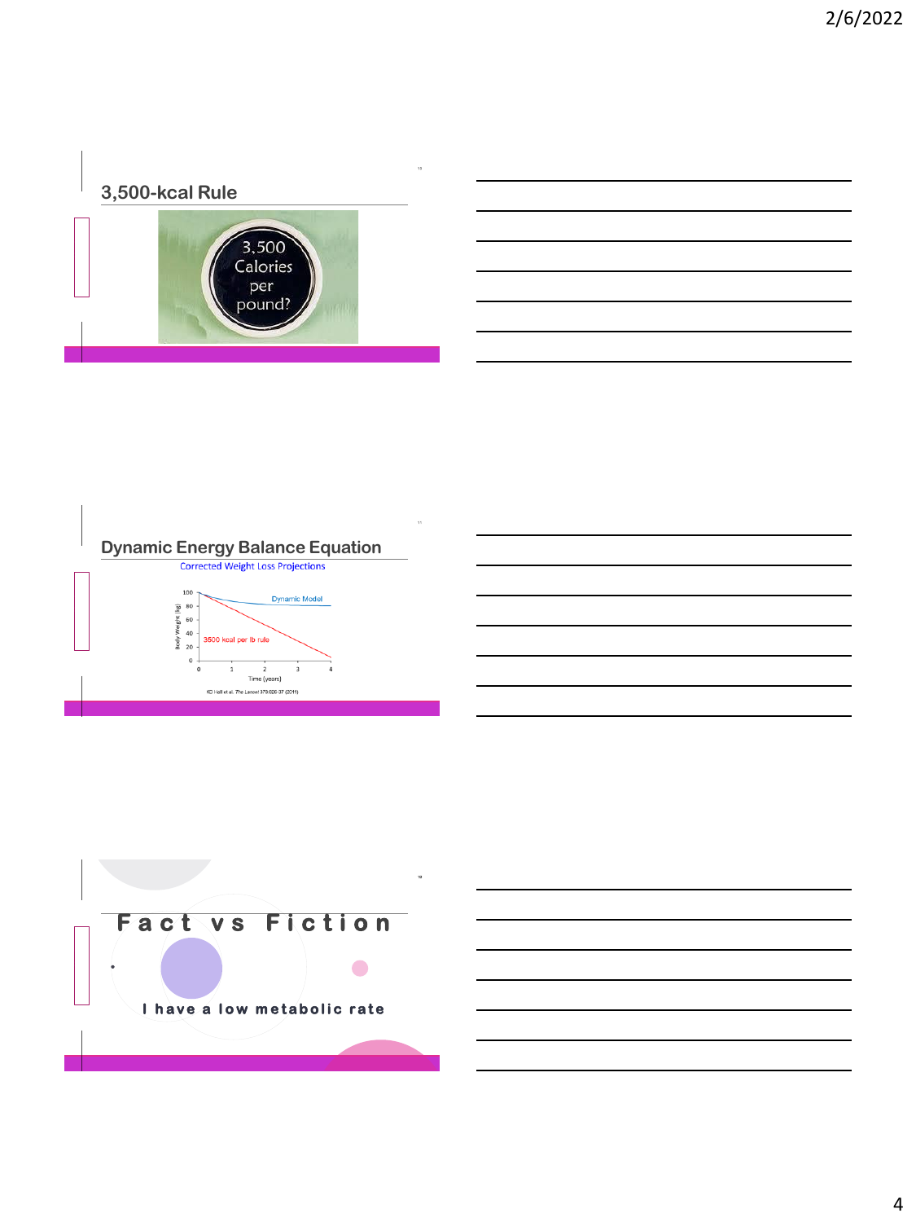## 3,500-kcal Rule

3,500 Calories per pound?

## Dynamic Energy Balance Equation

Corrected Weight Loss Projections

Dynamic Model

3500 kcal per lb rule

Body Weight (kg)

Time (years)

KD Hall et al. The Lancet 378:826-37 (2011)

## Fact vs Fiction

I have a low metabolic rate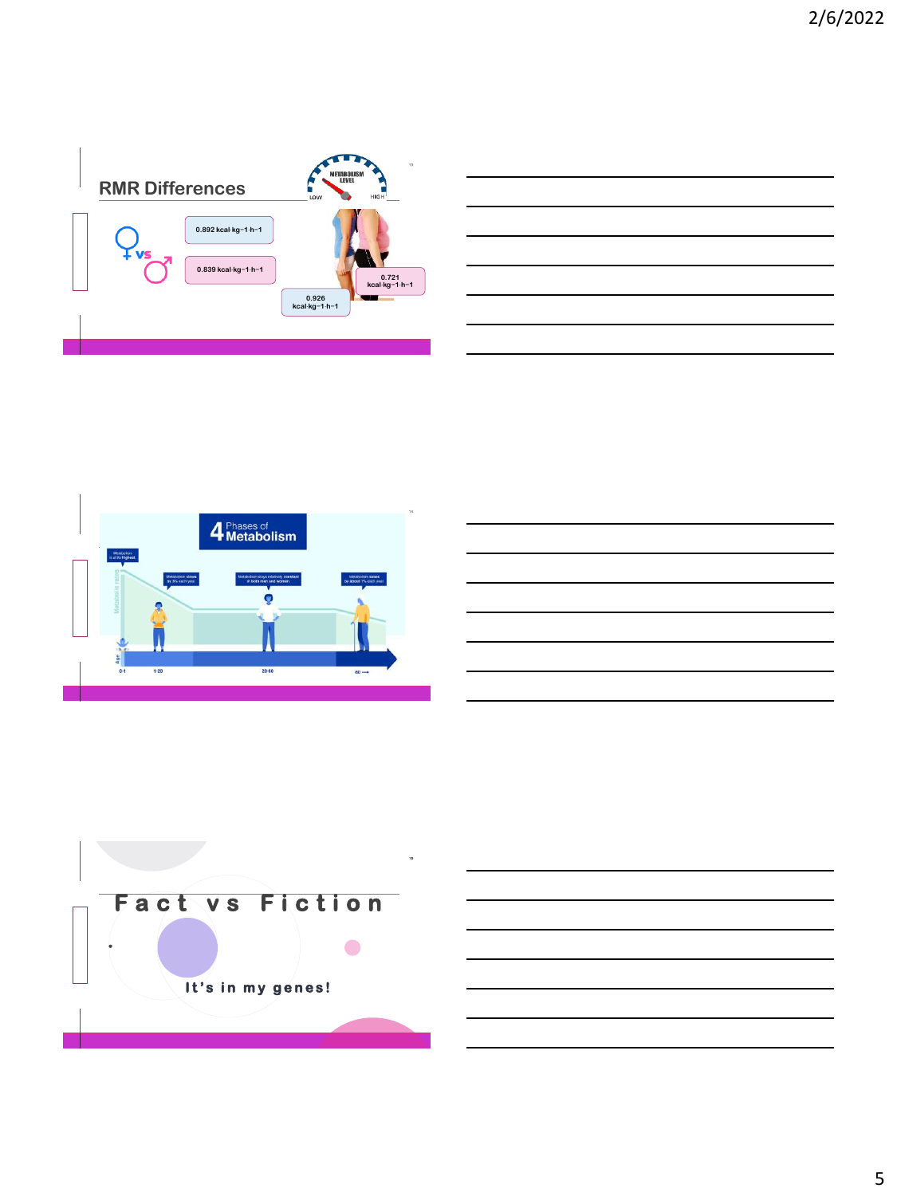## RMR Differences

♀ vs ♂

0.892 kcal·kg−1·h−1

0.839 kcal·kg−1·h−1

0.926 kcal·kg−1·h−1

0.721 kcal·kg−1·h−1

---

## 4 Phases of Metabolism

Metabolism is at its highest

Metabolism slows by 3% each year

Metabolism stays relatively constant in both men and women

Metabolism slows by about 1% each year

Age: 0-1, 1-20, 20-60, 60 →

---

## Fact vs Fiction

It's in my genes!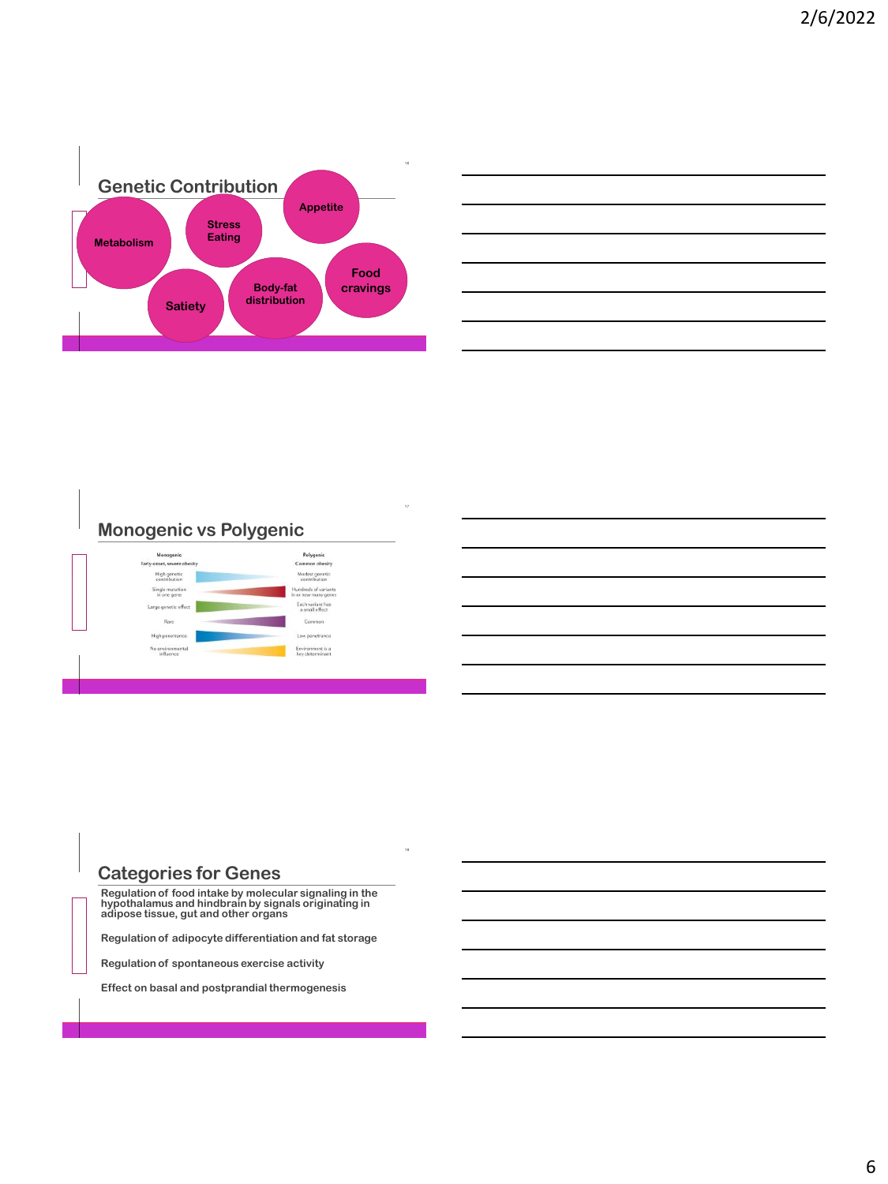## Genetic Contribution

- Metabolism
- Stress Eating
- Appetite
- Satiety
- Body-fat distribution
- Food cravings

## Monogenic vs Polygenic

| Monogenic | Polygenic |
|---|---|
| Early-onset, severe obesity | Common obesity |
| High genetic contribution | Modest genetic contribution |
| Single mutation in one gene | Hundreds of variants in or near many genes |
| Large genetic effect | Each variant has a small effect |
| Rare | Common |
| High penetrance | Low penetrance |
| No environmental influence | Environment is a key determinant |

## Categories for Genes

Regulation of food intake by molecular signaling in the hypothalamus and hindbrain by signals originating in adipose tissue, gut and other organs

Regulation of adipocyte differentiation and fat storage

Regulation of spontaneous exercise activity

Effect on basal and postprandial thermogenesis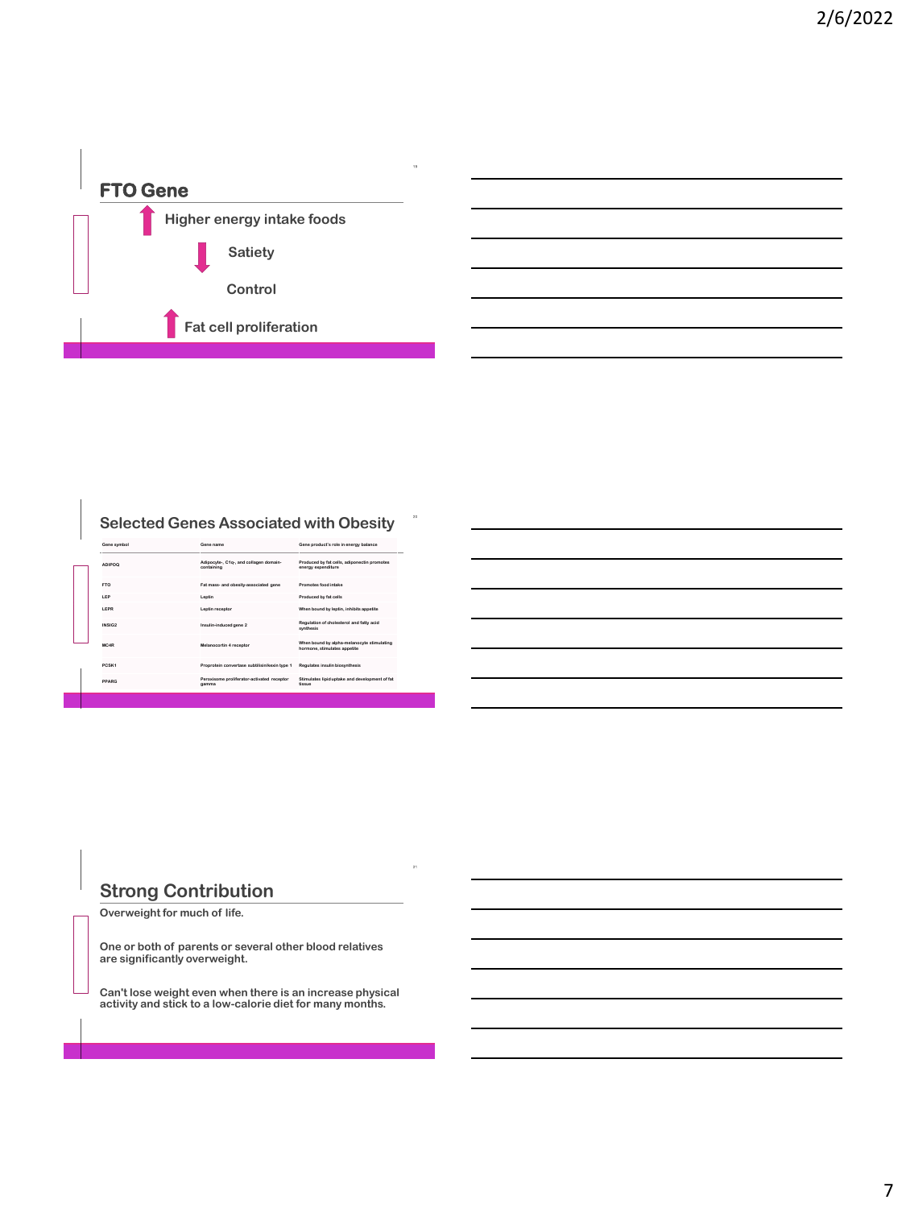## FTO Gene

↑ Higher energy intake foods

↓ Satiety

Control

↑ Fat cell proliferation

## Selected Genes Associated with Obesity

| Gene symbol | Gene name | Gene product's role in energy balance |
|---|---|---|
| ADIPOQ | Adipocyte-, C1q-, and collagen domain-containing | Produced by fat cells; adiponectin promotes energy expenditure |
| FTO | Fat mass- and obesity-associated gene | Promotes food intake |
| LEP | Leptin | Produced by fat cells |
| LEPR | Leptin receptor | When bound by leptin, inhibits appetite |
| INSIG2 | Insulin-induced gene 2 | Regulation of cholesterol and fatty acid synthesis |
| MC4R | Melanocortin 4 receptor | When bound by alpha-melanocyte stimulating hormone, stimulates appetite |
| PCSK1 | Proprotein convertase subtilisin/kexin type 1 | Regulates insulin biosynthesis |
| PPARG | Peroxisome proliferator-activated receptor gamma | Stimulates lipid uptake and development of fat tissue |

## Strong Contribution

Overweight for much of life.

One or both of parents or several other blood relatives are significantly overweight.

Can't lose weight even when there is an increase physical activity and stick to a low-calorie diet for many months.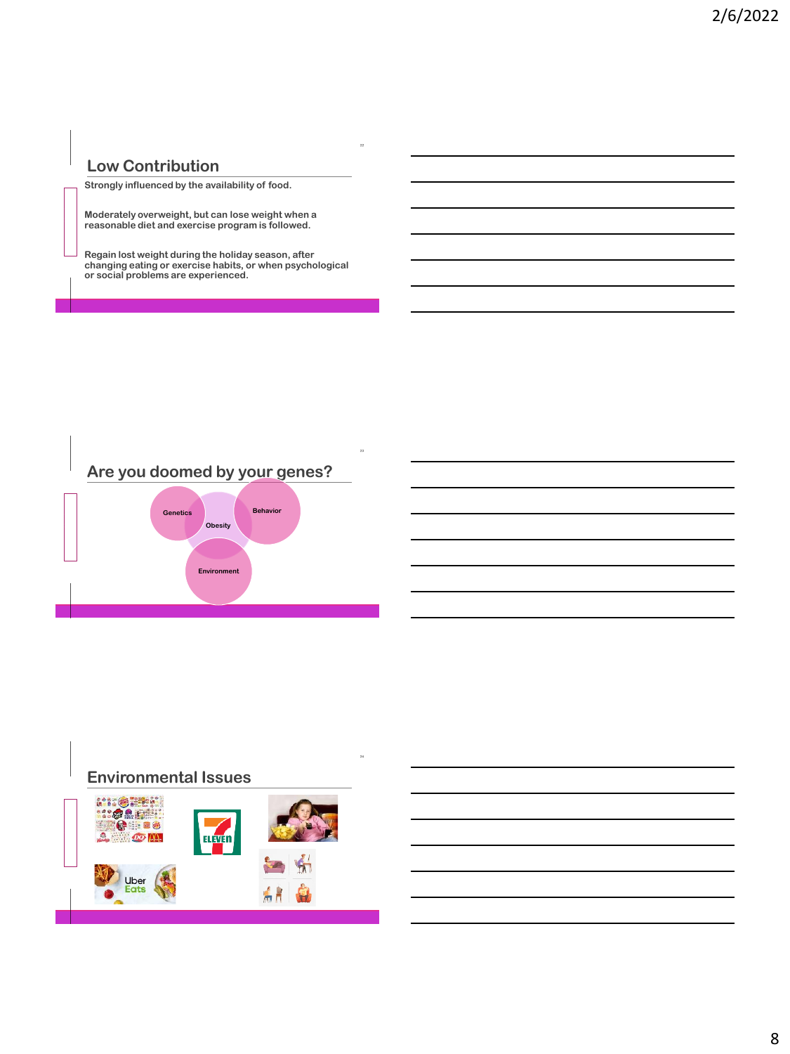## Low Contribution

Strongly influenced by the availability of food.

Moderately overweight, but can lose weight when a reasonable diet and exercise program is followed.

Regain lost weight during the holiday season, after changing eating or exercise habits, or when psychological or social problems are experienced.

## Are you doomed by your genes?

Genetics

Obesity

Behavior

Environment

## Environmental Issues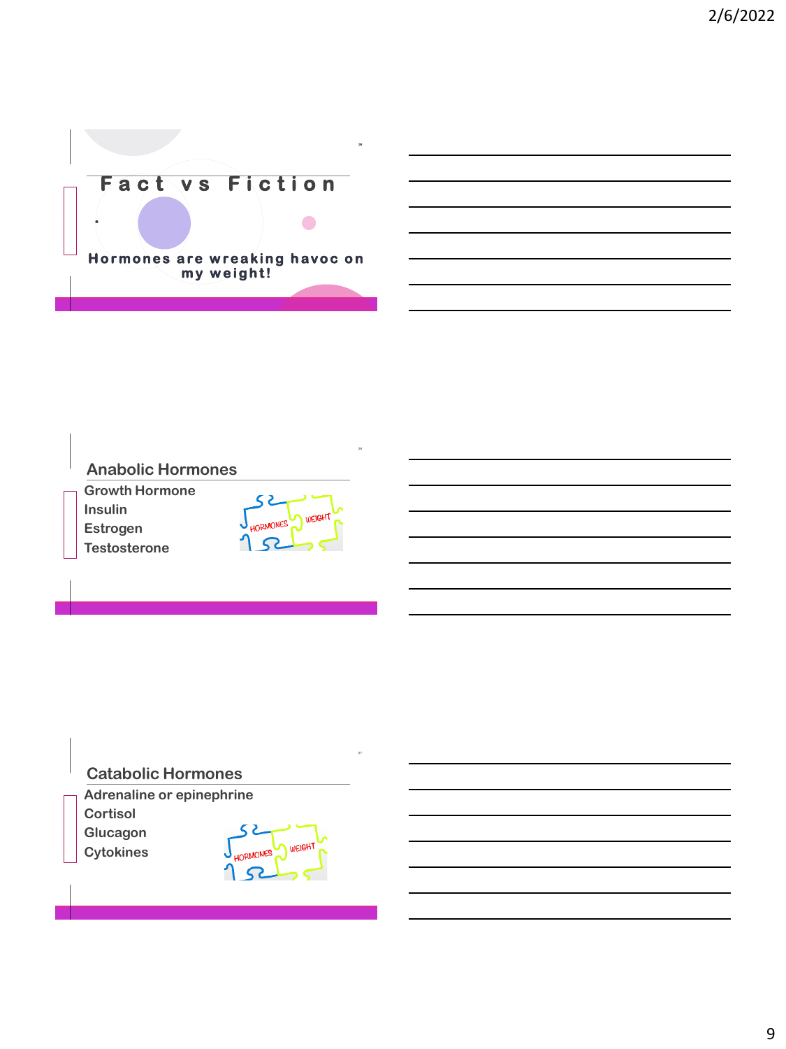## Fact vs Fiction

**Hormones are wreaking havoc on my weight!**

## Anabolic Hormones

- Growth Hormone
- Insulin
- Estrogen
- Testosterone

## Catabolic Hormones

- Adrenaline or epinephrine
- Cortisol
- Glucagon
- Cytokines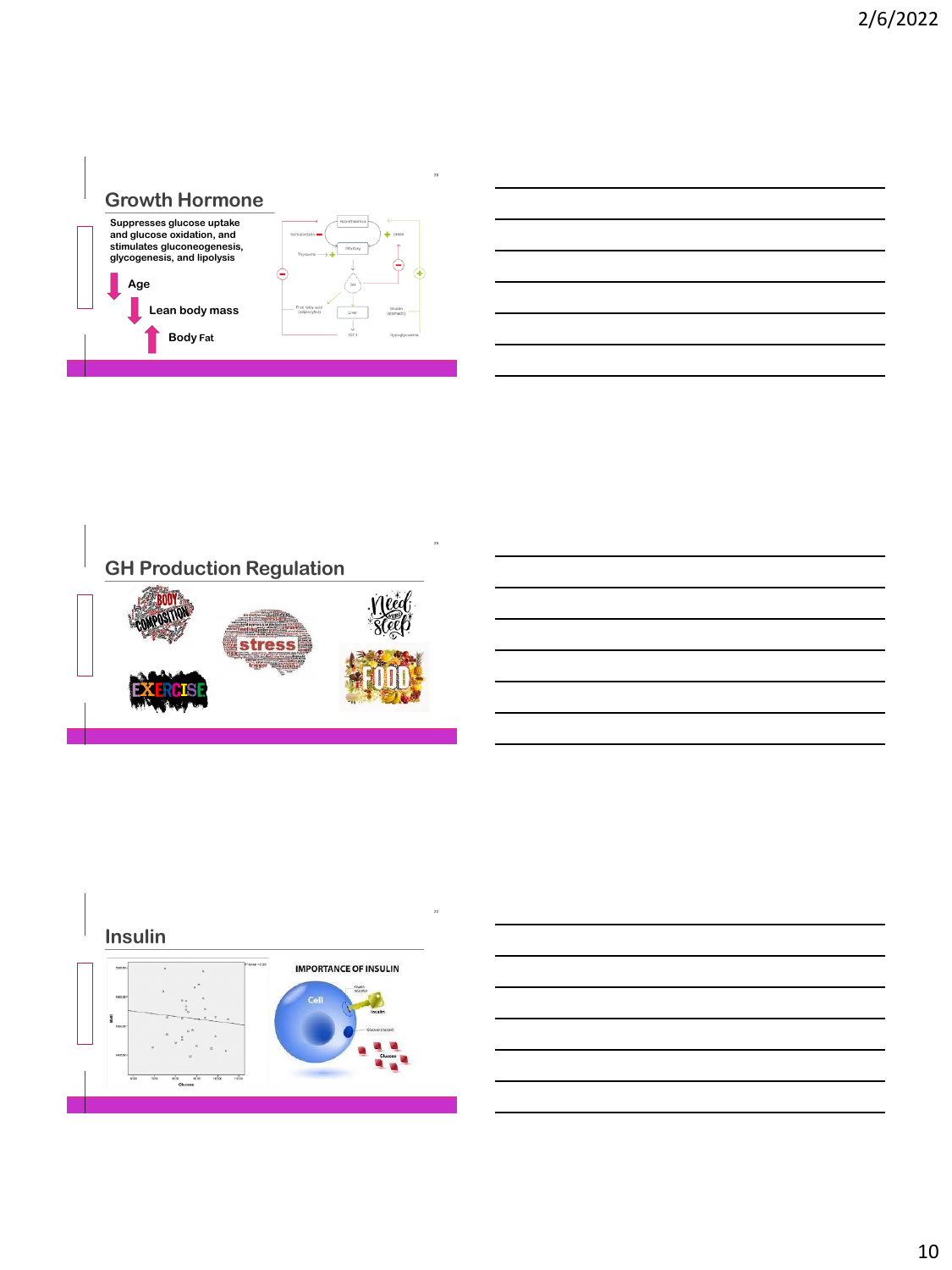## Growth Hormone

Suppresses glucose uptake and glucose oxidation, and stimulates gluconeogenesis, glycogenesis, and lipolysis

- Age
- Lean body mass
- Body Fat

## GH Production Regulation

## Insulin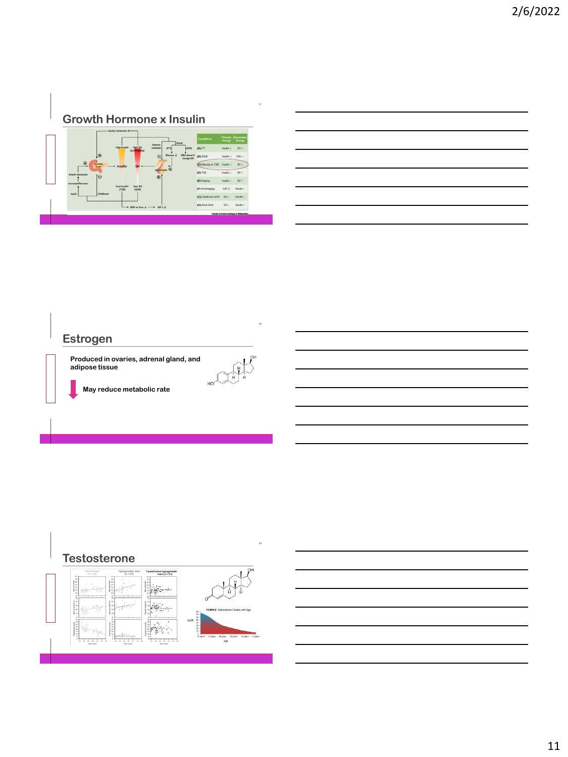## Growth Hormone x Insulin

| Conditions | Primary change | Secondary change |
|---|---|---|
| (A) ITT | Insulin ↑ | GH ↑ |
| (B) GSIS | Insulin ↑ | GH -- |
| (C) Obesity or T2D | Insulin ↑ | GH ↓ |
| (D) T1D | Insulin ↓ | GH ↑ |
| (E) Fasting | Insulin ↓ | GH ↑ |
| (F) Acromegaly | GH ↑↑ | Insulin ↑ |
| (G) Childhood GHD | GH ↓ | Insulin ↓ |
| (H) Adult GHD | GH ↓ | Insulin ↑ |

Trends in Endocrinology & Metabolism

## Estrogen

**Produced in ovaries, adrenal gland, and adipose tissue**

**May reduce metabolic rate**

## Testosterone

FEMALE Testosterone Decline with Age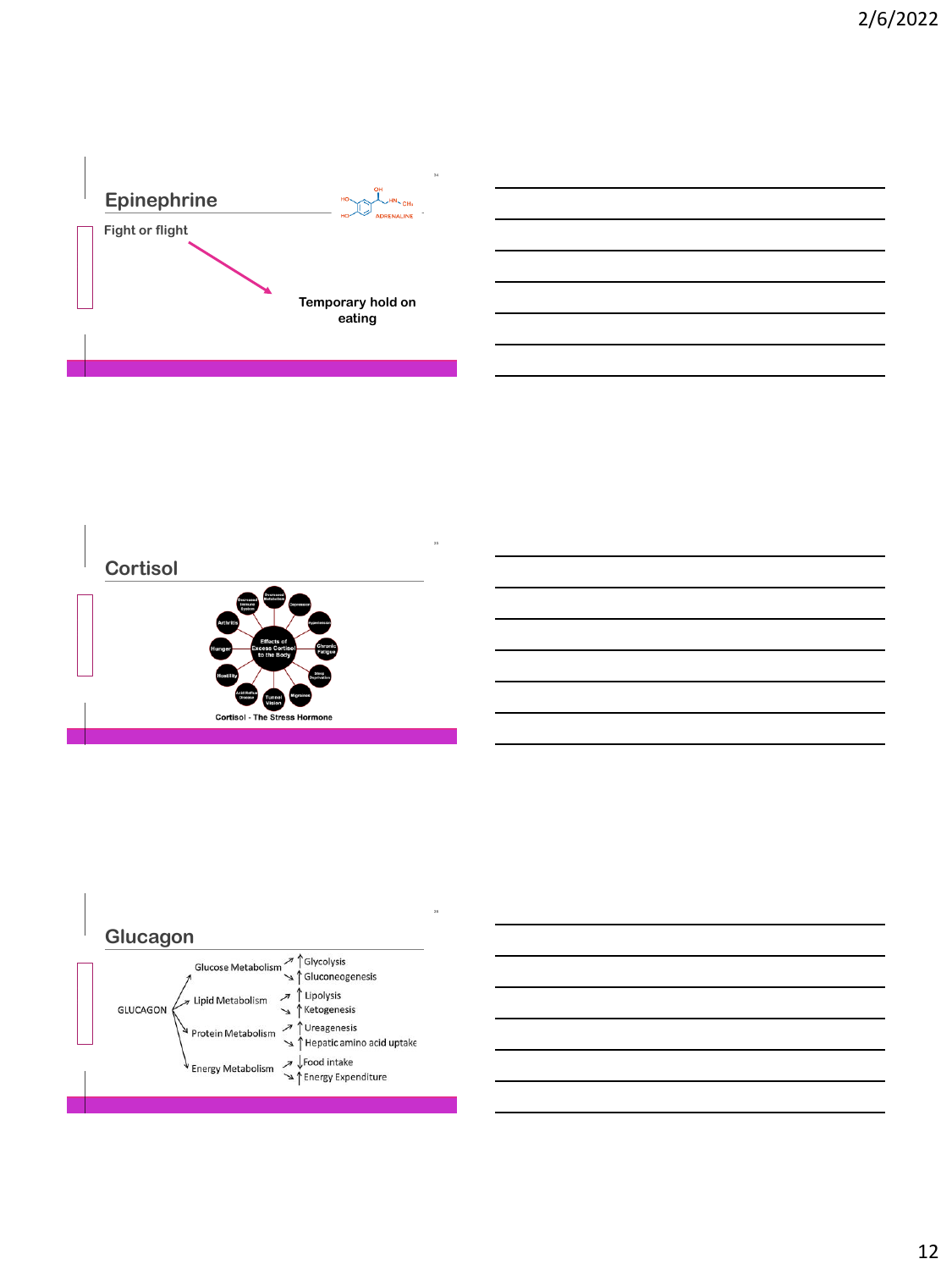## Epinephrine

Fight or flight

Temporary hold on eating

## Cortisol

Effects of Excess Cortisol to the Body

Decreased Immune System, Overweight Metabolism, Depression, Hypertension, Chronic Fatigue, Sleep Deprivation, Migraines, Tunnel Vision, Acid Reflux Disease, Hostility, Hunger, Arthritis

Cortisol - The Stress Hormone

## Glucagon

GLUCAGON

- Glucose Metabolism
  - ↑ Glycolysis
  - ↑ Gluconeogenesis
- Lipid Metabolism
  - ↑ Lipolysis
  - ↑ Ketogenesis
- Protein Metabolism
  - ↑ Ureagenesis
  - ↑ Hepatic amino acid uptake
- Energy Metabolism
  - ↓ Food intake
  - ↑ Energy Expenditure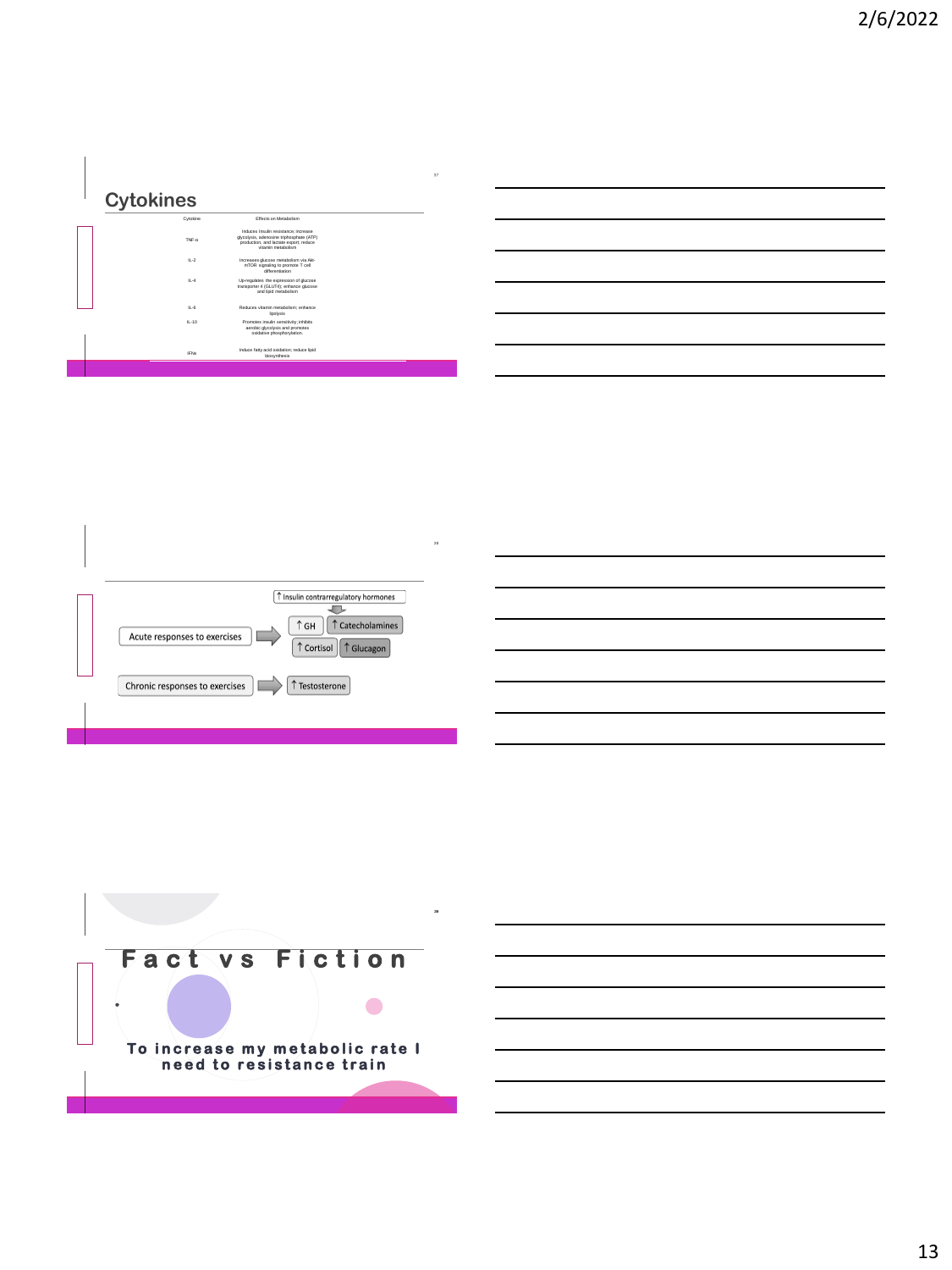## Cytokines

| Cytokine | Effects on Metabolism |
|---|---|
| TNF-α | Induces insulin resistance; increase glycolysis, adenosine triphosphate (ATP) production, and lactate export; reduce vitamin metabolism |
| IL-2 | Increases glucose metabolism via Akt-mTOR signaling to promote T cell differentiation |
| IL-4 | Up-regulates the expression of glucose transporter 4 (GLUT4); enhance glucose and lipid metabolism |
| IL-6 | Reduces vitamin metabolism; enhance lipolysis |
| IL-10 | Promotes insulin sensitivity; inhibits aerobic glycolysis and promotes oxidative phosphorylation. |
| IFNs | Induce fatty acid oxidation; reduce lipid biosynthesis |

---

↑ Insulin contrarregulatory hormones

Acute responses to exercises → ↑ GH, ↑ Catecholamines, ↑ Cortisol, ↑ Glucagon

Chronic responses to exercises → ↑ Testosterone

---

# Fact vs Fiction

**To increase my metabolic rate I need to resistance train**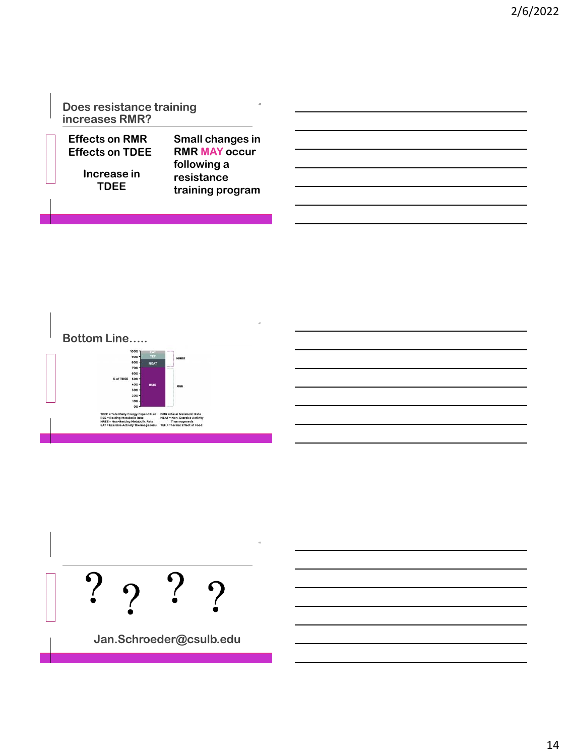## Does resistance training increases RMR?

Effects on RMR
Effects on TDEE

Increase in TDEE

Small changes in RMR MAY occur following a resistance training program

## Bottom Line.....

100%
90%
80%
70%
60%
50%
40%
30%
20%
10%
0%

% of TDEE

EAT
TEF
NEAT
BMR

NREE
REE

TDEE = Total Daily Energy Expenditure
REE = Resting Metabolic Rate
NREE = Non-Resting Metabolic Rate
EAT = Exercise Activity Thermogenesis
BMR = Basal Metabolic Rate
NEAT = Non-Exercise Activity Thermogenesis
TEF = Thermic Effect of Food

? ? ? ?

Jan.Schroeder@csulb.edu